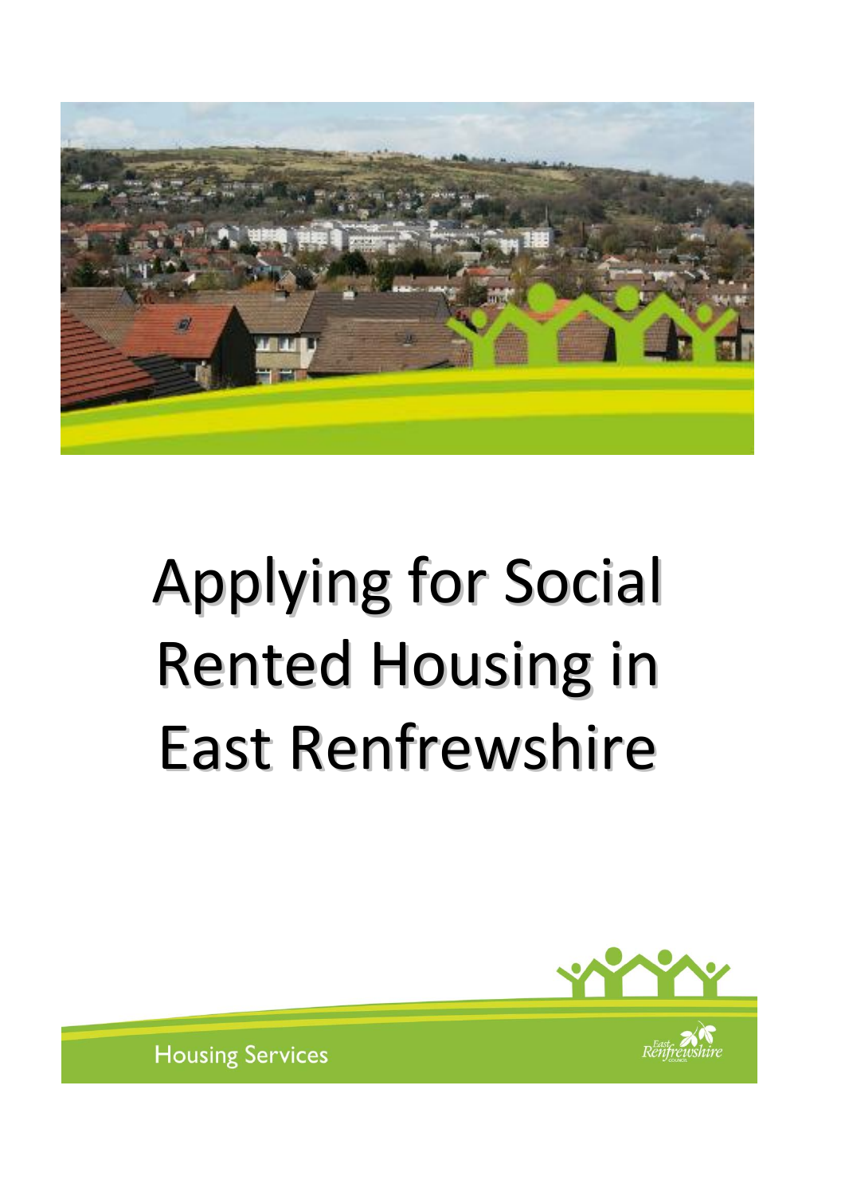# Applying for Social Rented Housing in East Renfrewshire

Housing Services

East Renfrewshire Council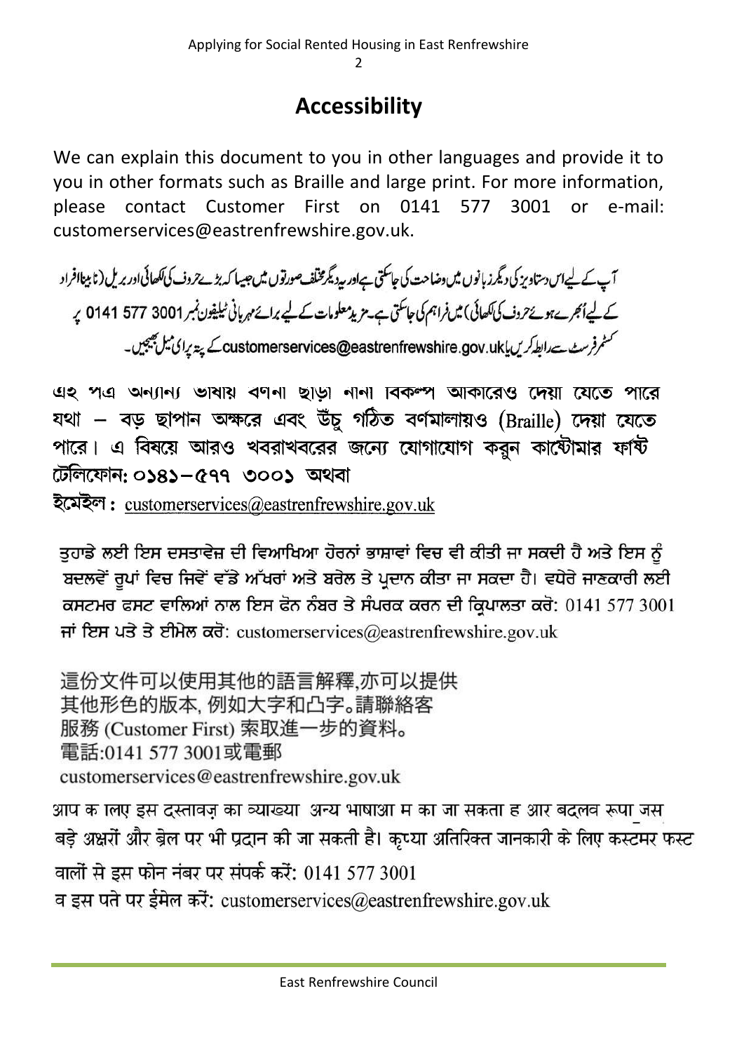## Accessibility

We can explain this document to you in other languages and provide it to you in other formats such as Braille and large print. For more information, please contact Customer First on 0141 577 3001 or e-mail: customerservices@eastrenfrewshire.gov.uk.

آپ کے لیےاس دستاویز کی دیگر زبانوں میں وضاحت کی جاسکتی ہےاور یہ دیگر مختلف صورتوں میں جیسا کہ بڑے حروف کی لکھائی اور بریل (نابینا افراد کے لیےاُبھرے ہوئے حروف کی لکھائی) میں فراہم کی جاسکتی ہے۔مزید معلومات کے لیے برائے مہربانی ٹیلیفون نمبر 3001 577 0141 پر کسٹمر فرسٹ سے رابطہ کریں یا customerservices@eastrenfrewshire.gov.uk کے پتہ پرای میل بھیجیں۔

এই পত্র অন্যান্য ভাষায় বর্ণনা ছাড়া নানা বিকল্প আকারেও দেয়া যেতে পারে যথা – বড় ছাপান অক্ষরে এবং উঁচু গঠিত বর্ণমালায়ও (Braille) দেয়া যেতে পারে। এ বিষয়ে আরও খবরাখবরের জন্যে যোগাযোগ করুন কাষ্টোমার ফার্ষ্ট টেলিফোন: ০১৪১–৫৭৭ ৩০০১ অথবা

ইমেইল : customerservices@eastrenfrewshire.gov.uk

ਤੁਹਾਡੇ ਲਈ ਇਸ ਦਸਤਾਵੇਜ਼ ਦੀ ਵਿਆਖਿਆ ਹੋਰਨਾਂ ਭਾਸ਼ਾਵਾਂ ਵਿਚ ਵੀ ਕੀਤੀ ਜਾ ਸਕਦੀ ਹੈ ਅਤੇ ਇਸ ਨੂੰ ਬਦਲਵੇਂ ਰੂਪਾਂ ਵਿਚ ਜਿਵੇਂ ਵੱਡੇ ਅੱਖਰਾਂ ਅਤੇ ਬਰੇਲ ਤੇ ਪ੍ਰਦਾਨ ਕੀਤਾ ਜਾ ਸਕਦਾ ਹੈ। ਵਧੇਰੇ ਜਾਣਕਾਰੀ ਲਈ ਕਸਟਮਰ ਫਸਟ ਵਾਲਿਆਂ ਨਾਲ ਇਸ ਫੋਨ ਨੰਬਰ ਤੇ ਸੰਪਰਕ ਕਰਨ ਦੀ ਕ੍ਰਿਪਾਲਤਾ ਕਰੋ: 0141 577 3001 ਜਾਂ ਇਸ ਪਤੇ ਤੇ ਈਮੇਲ ਕਰੋ: customerservices@eastrenfrewshire.gov.uk

這份文件可以使用其他的語言解釋,亦可以提供其他形色的版本, 例如大字和凸字。請聯絡客服務 (Customer First) 索取進一步的資料。
電話:0141 577 3001或電郵
customerservices@eastrenfrewshire.gov.uk

आप के लिए इस दस्तावज़ का व्याख्या अन्य भाषाओ म का जा सकता ह आर बदलव रूपा जस बड़े अक्षरों और ब्रेल पर भी प्रदान की जा सकती है। कृप्या अतिरिक्त जानकारी के लिए कस्टमर फस्ट वालों से इस फोन नंबर पर संपर्क करें: 0141 577 3001
व इस पते पर ईमेल करें: customerservices@eastrenfrewshire.gov.uk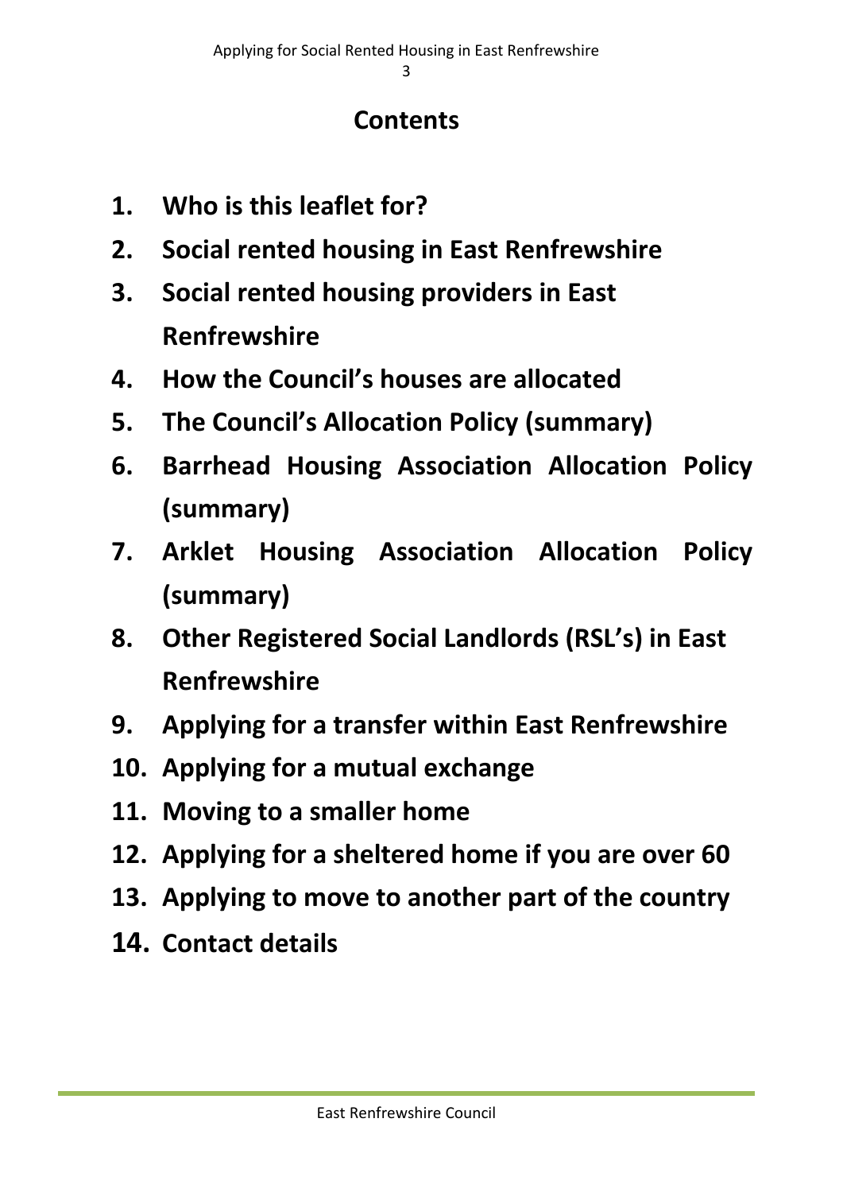## Contents

1. **Who is this leaflet for?**
2. **Social rented housing in East Renfrewshire**
3. **Social rented housing providers in East Renfrewshire**
4. **How the Council's houses are allocated**
5. **The Council's Allocation Policy (summary)**
6. **Barrhead Housing Association Allocation Policy (summary)**
7. **Arklet Housing Association Allocation Policy (summary)**
8. **Other Registered Social Landlords (RSL's) in East Renfrewshire**
9. **Applying for a transfer within East Renfrewshire**
10. **Applying for a mutual exchange**
11. **Moving to a smaller home**
12. **Applying for a sheltered home if you are over 60**
13. **Applying to move to another part of the country**
14. **Contact details**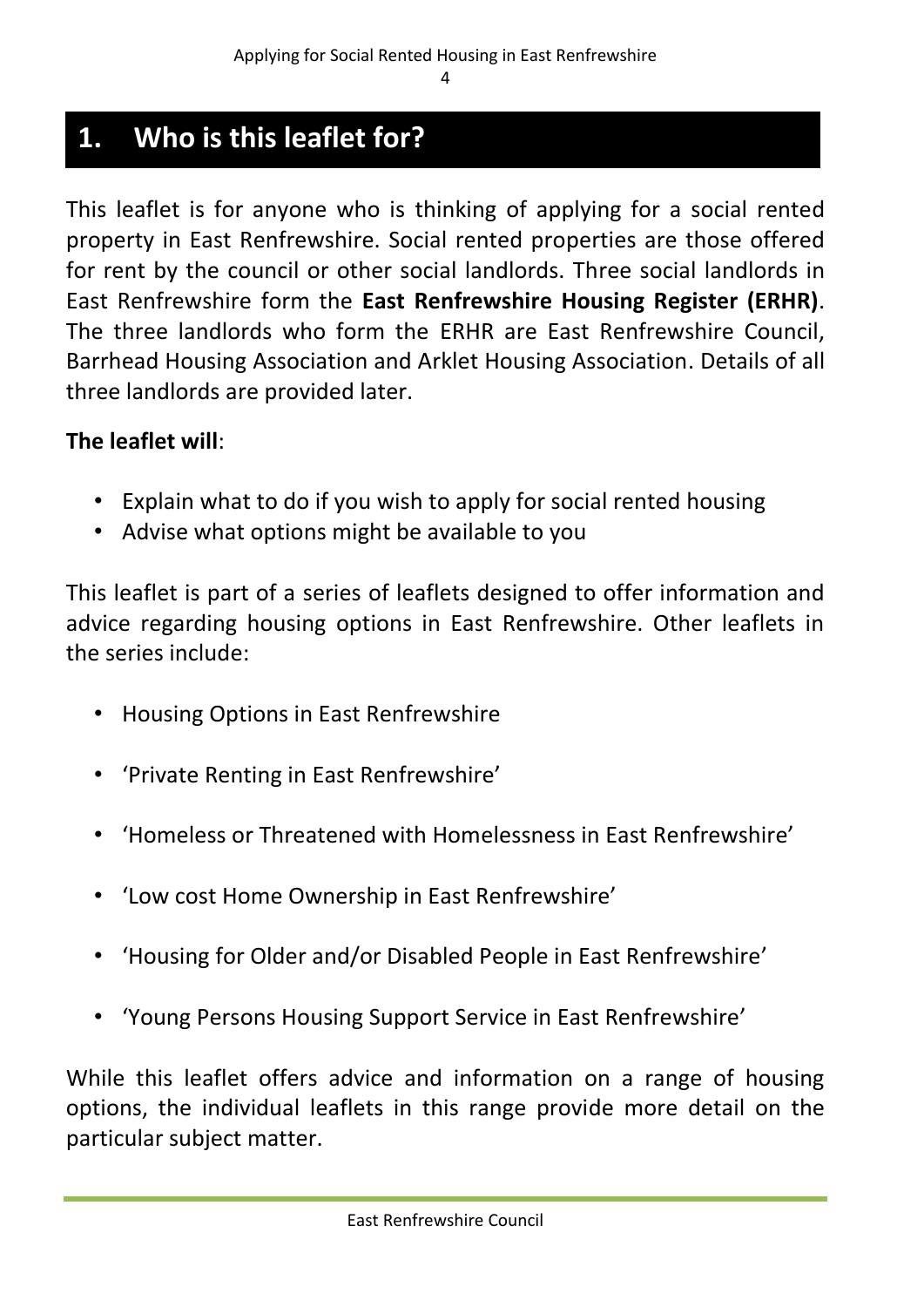## 1. Who is this leaflet for?

This leaflet is for anyone who is thinking of applying for a social rented property in East Renfrewshire. Social rented properties are those offered for rent by the council or other social landlords. Three social landlords in East Renfrewshire form the **East Renfrewshire Housing Register (ERHR)**. The three landlords who form the ERHR are East Renfrewshire Council, Barrhead Housing Association and Arklet Housing Association. Details of all three landlords are provided later.

**The leaflet will**:

- Explain what to do if you wish to apply for social rented housing
- Advise what options might be available to you

This leaflet is part of a series of leaflets designed to offer information and advice regarding housing options in East Renfrewshire. Other leaflets in the series include:

- Housing Options in East Renfrewshire
- 'Private Renting in East Renfrewshire'
- 'Homeless or Threatened with Homelessness in East Renfrewshire'
- 'Low cost Home Ownership in East Renfrewshire'
- 'Housing for Older and/or Disabled People in East Renfrewshire'
- 'Young Persons Housing Support Service in East Renfrewshire'

While this leaflet offers advice and information on a range of housing options, the individual leaflets in this range provide more detail on the particular subject matter.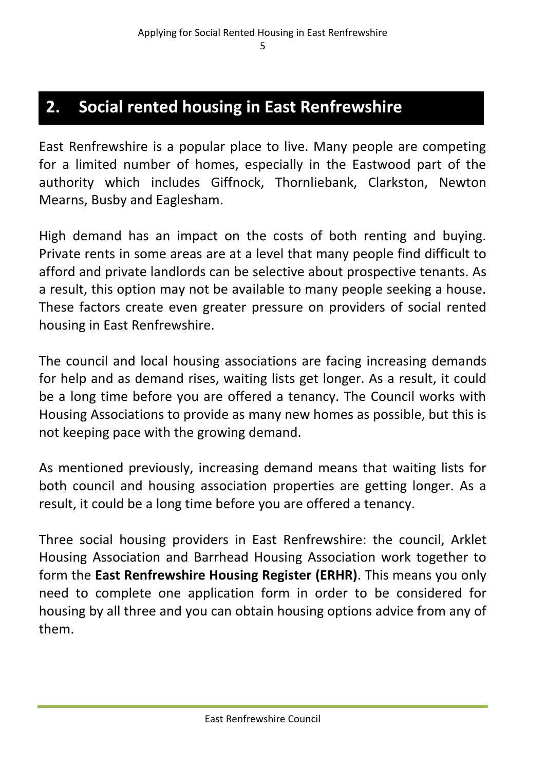## 2. Social rented housing in East Renfrewshire

East Renfrewshire is a popular place to live. Many people are competing for a limited number of homes, especially in the Eastwood part of the authority which includes Giffnock, Thornliebank, Clarkston, Newton Mearns, Busby and Eaglesham.

High demand has an impact on the costs of both renting and buying. Private rents in some areas are at a level that many people find difficult to afford and private landlords can be selective about prospective tenants. As a result, this option may not be available to many people seeking a house. These factors create even greater pressure on providers of social rented housing in East Renfrewshire.

The council and local housing associations are facing increasing demands for help and as demand rises, waiting lists get longer. As a result, it could be a long time before you are offered a tenancy. The Council works with Housing Associations to provide as many new homes as possible, but this is not keeping pace with the growing demand.

As mentioned previously, increasing demand means that waiting lists for both council and housing association properties are getting longer. As a result, it could be a long time before you are offered a tenancy.

Three social housing providers in East Renfrewshire: the council, Arklet Housing Association and Barrhead Housing Association work together to form the **East Renfrewshire Housing Register (ERHR)**. This means you only need to complete one application form in order to be considered for housing by all three and you can obtain housing options advice from any of them.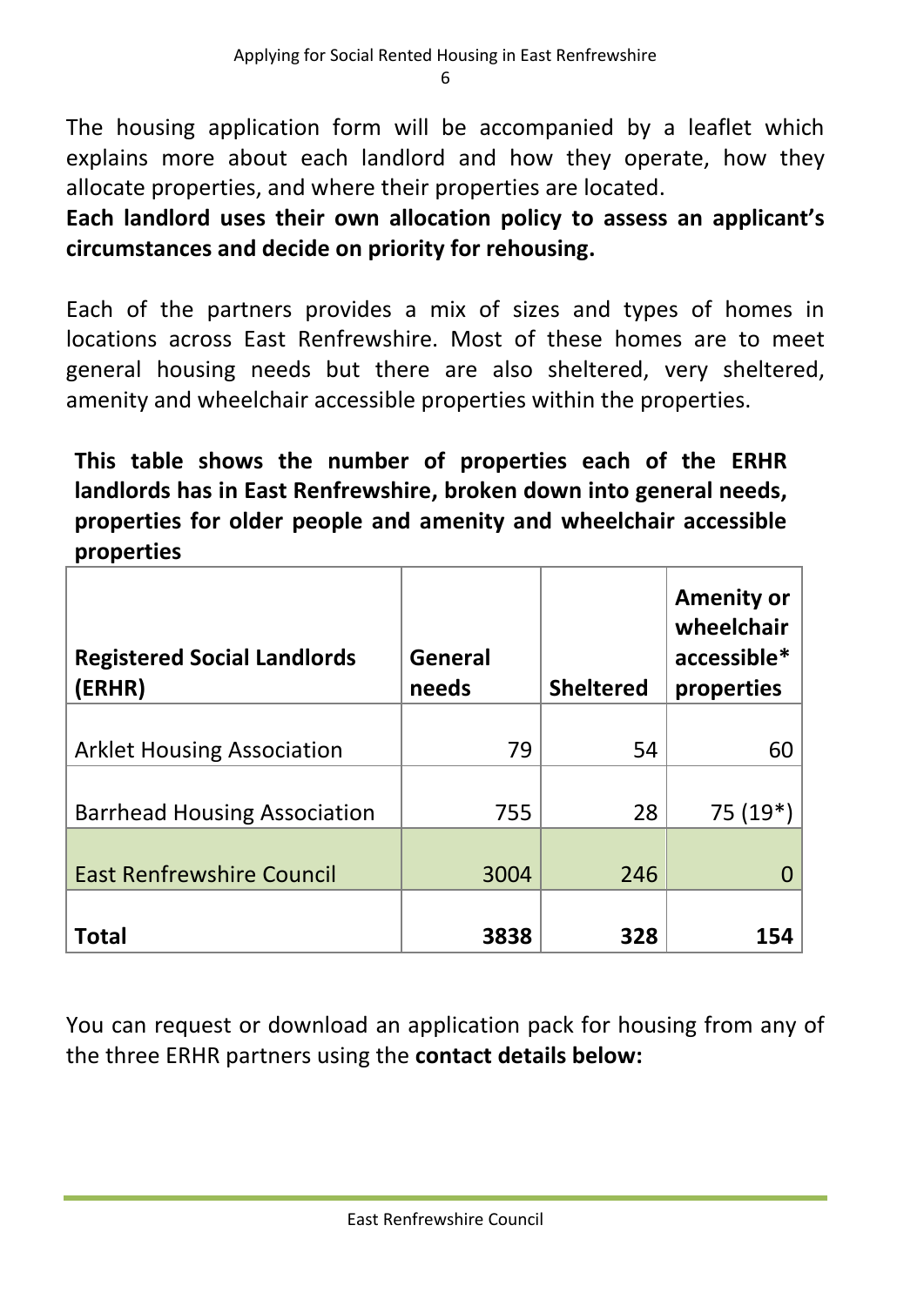The housing application form will be accompanied by a leaflet which explains more about each landlord and how they operate, how they allocate properties, and where their properties are located.

**Each landlord uses their own allocation policy to assess an applicant's circumstances and decide on priority for rehousing.**

Each of the partners provides a mix of sizes and types of homes in locations across East Renfrewshire. Most of these homes are to meet general housing needs but there are also sheltered, very sheltered, amenity and wheelchair accessible properties within the properties.

**This table shows the number of properties each of the ERHR landlords has in East Renfrewshire, broken down into general needs, properties for older people and amenity and wheelchair accessible properties**

| Registered Social Landlords (ERHR) | General needs | Sheltered | Amenity or wheelchair accessible* properties |
|---|---|---|---|
| Arklet Housing Association | 79 | 54 | 60 |
| Barrhead Housing Association | 755 | 28 | 75 (19*) |
| East Renfrewshire Council | 3004 | 246 | 0 |
| **Total** | **3838** | **328** | **154** |

You can request or download an application pack for housing from any of the three ERHR partners using the **contact details below:**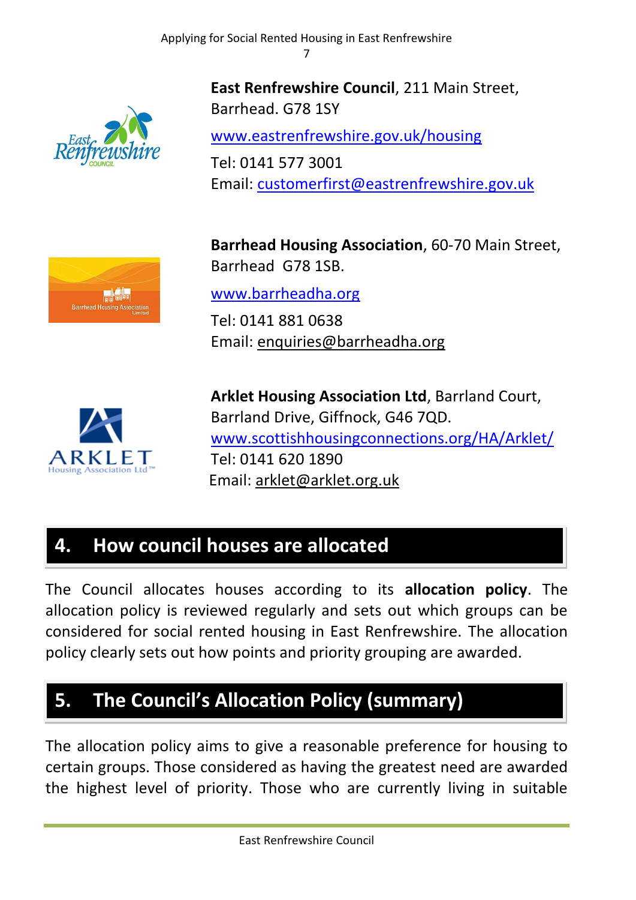**East Renfrewshire Council**, 211 Main Street, Barrhead. G78 1SY

www.eastrenfrewshire.gov.uk/housing

Tel: 0141 577 3001
Email: customerfirst@eastrenfrewshire.gov.uk

**Barrhead Housing Association**, 60-70 Main Street, Barrhead G78 1SB.

www.barrheadha.org

Tel: 0141 881 0638
Email: enquiries@barrheadha.org

**Arklet Housing Association Ltd**, Barrland Court, Barrland Drive, Giffnock, G46 7QD.
www.scottishhousingconnections.org/HA/Arklet/
Tel: 0141 620 1890
Email: arklet@arklet.org.uk

## 4. How council houses are allocated

The Council allocates houses according to its **allocation policy**. The allocation policy is reviewed regularly and sets out which groups can be considered for social rented housing in East Renfrewshire. The allocation policy clearly sets out how points and priority grouping are awarded.

## 5. The Council's Allocation Policy (summary)

The allocation policy aims to give a reasonable preference for housing to certain groups. Those considered as having the greatest need are awarded the highest level of priority. Those who are currently living in suitable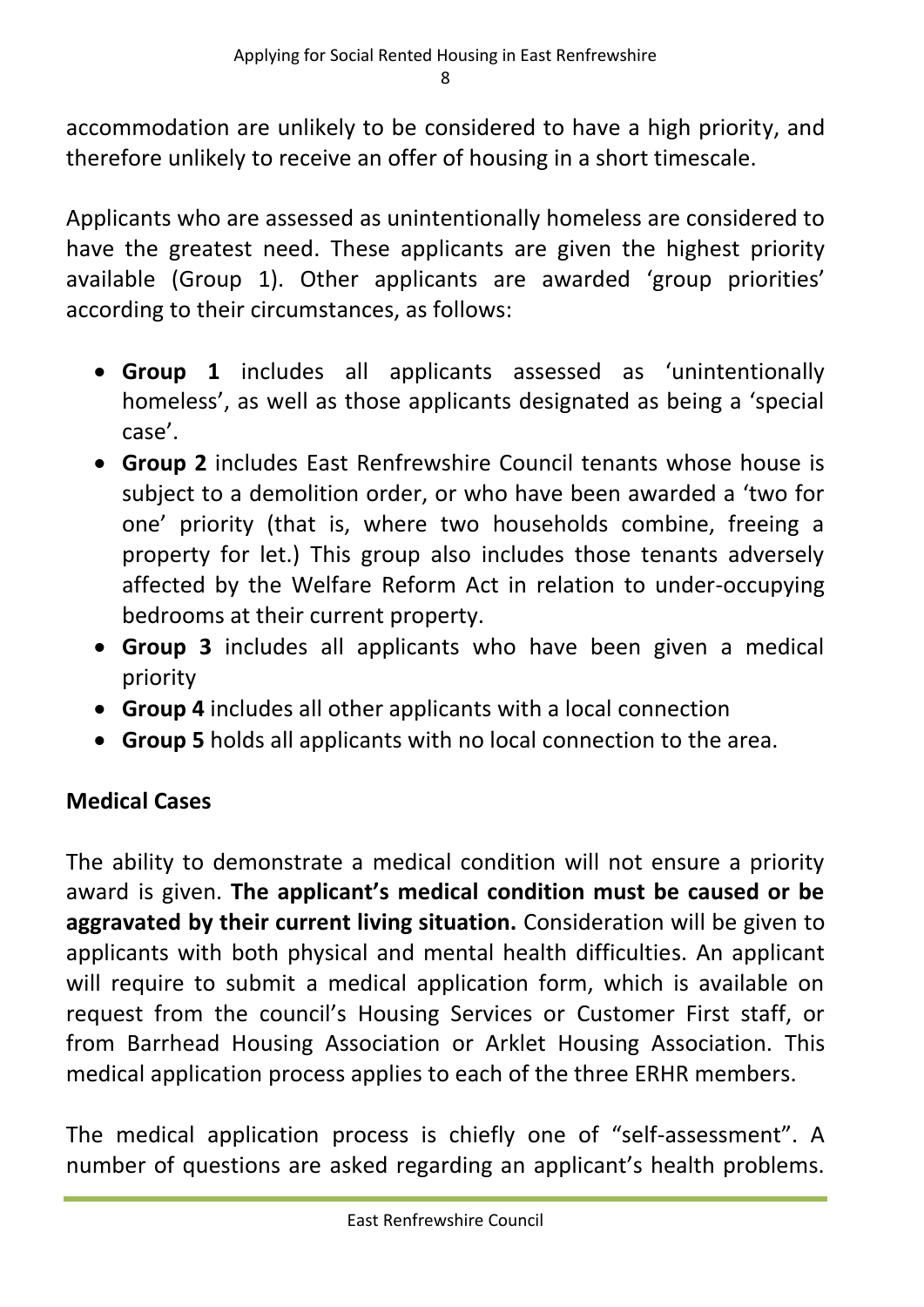accommodation are unlikely to be considered to have a high priority, and therefore unlikely to receive an offer of housing in a short timescale.

Applicants who are assessed as unintentionally homeless are considered to have the greatest need. These applicants are given the highest priority available (Group 1). Other applicants are awarded 'group priorities' according to their circumstances, as follows:

- **Group 1** includes all applicants assessed as 'unintentionally homeless', as well as those applicants designated as being a 'special case'.
- **Group 2** includes East Renfrewshire Council tenants whose house is subject to a demolition order, or who have been awarded a 'two for one' priority (that is, where two households combine, freeing a property for let.) This group also includes those tenants adversely affected by the Welfare Reform Act in relation to under-occupying bedrooms at their current property.
- **Group 3** includes all applicants who have been given a medical priority
- **Group 4** includes all other applicants with a local connection
- **Group 5** holds all applicants with no local connection to the area.

## Medical Cases

The ability to demonstrate a medical condition will not ensure a priority award is given. **The applicant's medical condition must be caused or be aggravated by their current living situation.** Consideration will be given to applicants with both physical and mental health difficulties. An applicant will require to submit a medical application form, which is available on request from the council's Housing Services or Customer First staff, or from Barrhead Housing Association or Arklet Housing Association. This medical application process applies to each of the three ERHR members.

The medical application process is chiefly one of "self-assessment". A number of questions are asked regarding an applicant's health problems.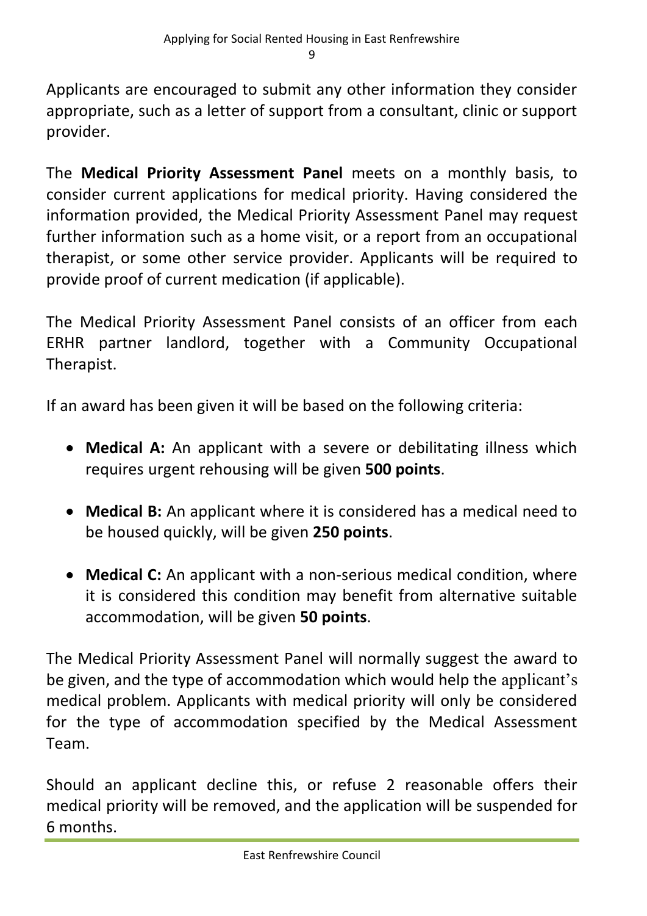Applicants are encouraged to submit any other information they consider appropriate, such as a letter of support from a consultant, clinic or support provider.

The **Medical Priority Assessment Panel** meets on a monthly basis, to consider current applications for medical priority. Having considered the information provided, the Medical Priority Assessment Panel may request further information such as a home visit, or a report from an occupational therapist, or some other service provider. Applicants will be required to provide proof of current medication (if applicable).

The Medical Priority Assessment Panel consists of an officer from each ERHR partner landlord, together with a Community Occupational Therapist.

If an award has been given it will be based on the following criteria:

- **Medical A:** An applicant with a severe or debilitating illness which requires urgent rehousing will be given **500 points**.
- **Medical B:** An applicant where it is considered has a medical need to be housed quickly, will be given **250 points**.
- **Medical C:** An applicant with a non-serious medical condition, where it is considered this condition may benefit from alternative suitable accommodation, will be given **50 points**.

The Medical Priority Assessment Panel will normally suggest the award to be given, and the type of accommodation which would help the applicant's medical problem. Applicants with medical priority will only be considered for the type of accommodation specified by the Medical Assessment Team.

Should an applicant decline this, or refuse 2 reasonable offers their medical priority will be removed, and the application will be suspended for 6 months.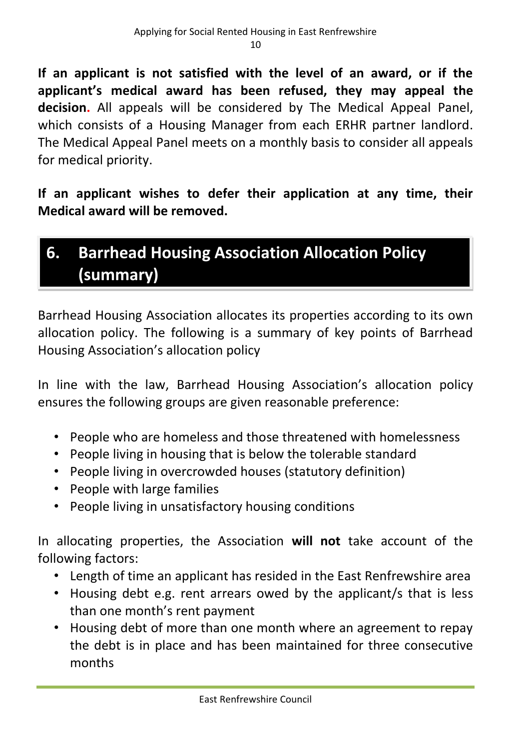**If an applicant is not satisfied with the level of an award, or if the applicant's medical award has been refused, they may appeal the decision.** All appeals will be considered by The Medical Appeal Panel, which consists of a Housing Manager from each ERHR partner landlord. The Medical Appeal Panel meets on a monthly basis to consider all appeals for medical priority.

**If an applicant wishes to defer their application at any time, their Medical award will be removed.**

## 6. Barrhead Housing Association Allocation Policy (summary)

Barrhead Housing Association allocates its properties according to its own allocation policy. The following is a summary of key points of Barrhead Housing Association's allocation policy

In line with the law, Barrhead Housing Association's allocation policy ensures the following groups are given reasonable preference:

- People who are homeless and those threatened with homelessness
- People living in housing that is below the tolerable standard
- People living in overcrowded houses (statutory definition)
- People with large families
- People living in unsatisfactory housing conditions

In allocating properties, the Association **will not** take account of the following factors:

- Length of time an applicant has resided in the East Renfrewshire area
- Housing debt e.g. rent arrears owed by the applicant/s that is less than one month's rent payment
- Housing debt of more than one month where an agreement to repay the debt is in place and has been maintained for three consecutive months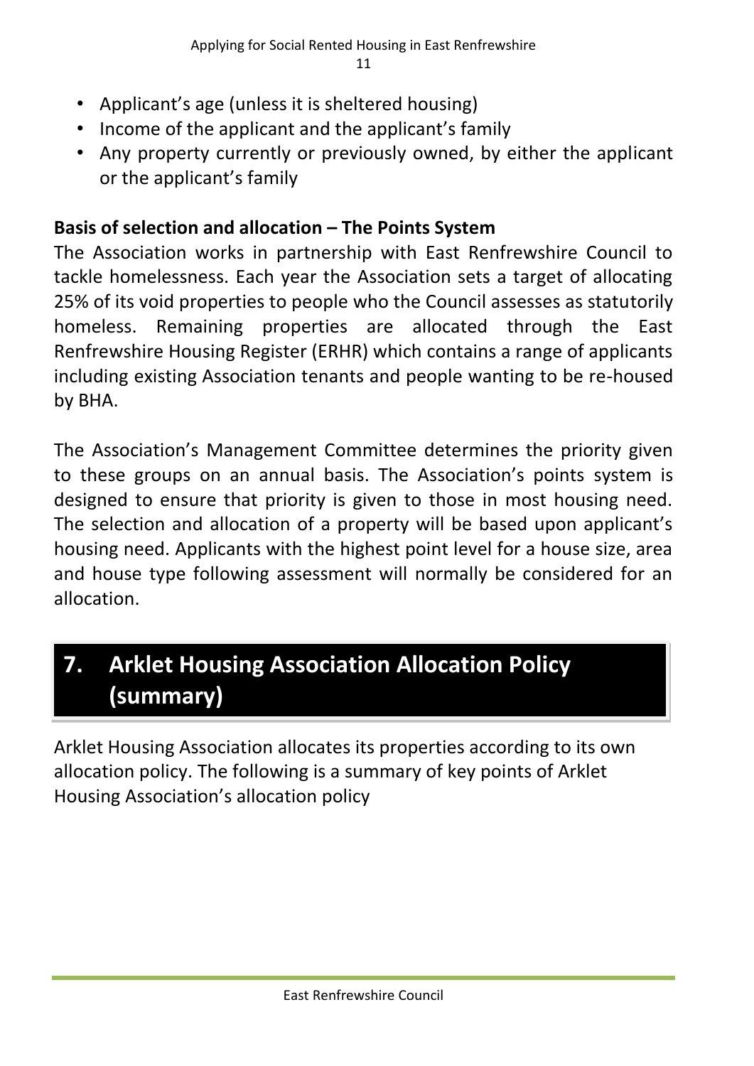- Applicant's age (unless it is sheltered housing)
- Income of the applicant and the applicant's family
- Any property currently or previously owned, by either the applicant or the applicant's family

**Basis of selection and allocation – The Points System**

The Association works in partnership with East Renfrewshire Council to tackle homelessness. Each year the Association sets a target of allocating 25% of its void properties to people who the Council assesses as statutorily homeless. Remaining properties are allocated through the East Renfrewshire Housing Register (ERHR) which contains a range of applicants including existing Association tenants and people wanting to be re-housed by BHA.

The Association's Management Committee determines the priority given to these groups on an annual basis. The Association's points system is designed to ensure that priority is given to those in most housing need. The selection and allocation of a property will be based upon applicant's housing need. Applicants with the highest point level for a house size, area and house type following assessment will normally be considered for an allocation.

## 7. Arklet Housing Association Allocation Policy (summary)

Arklet Housing Association allocates its properties according to its own allocation policy. The following is a summary of key points of Arklet Housing Association's allocation policy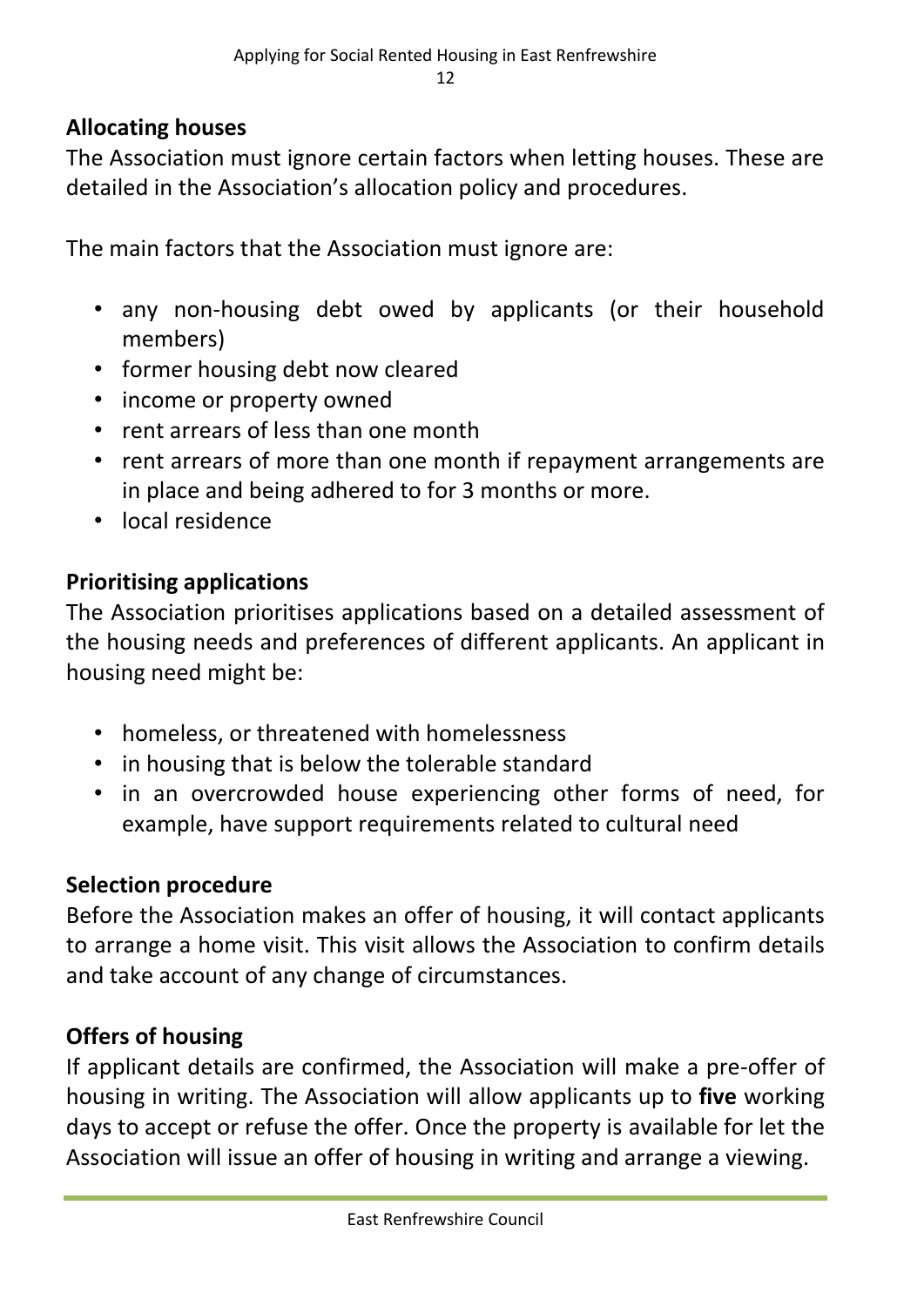## Allocating houses

The Association must ignore certain factors when letting houses. These are detailed in the Association's allocation policy and procedures.

The main factors that the Association must ignore are:

- any non-housing debt owed by applicants (or their household members)
- former housing debt now cleared
- income or property owned
- rent arrears of less than one month
- rent arrears of more than one month if repayment arrangements are in place and being adhered to for 3 months or more.
- local residence

## Prioritising applications

The Association prioritises applications based on a detailed assessment of the housing needs and preferences of different applicants. An applicant in housing need might be:

- homeless, or threatened with homelessness
- in housing that is below the tolerable standard
- in an overcrowded house experiencing other forms of need, for example, have support requirements related to cultural need

## Selection procedure

Before the Association makes an offer of housing, it will contact applicants to arrange a home visit. This visit allows the Association to confirm details and take account of any change of circumstances.

## Offers of housing

If applicant details are confirmed, the Association will make a pre-offer of housing in writing. The Association will allow applicants up to **five** working days to accept or refuse the offer. Once the property is available for let the Association will issue an offer of housing in writing and arrange a viewing.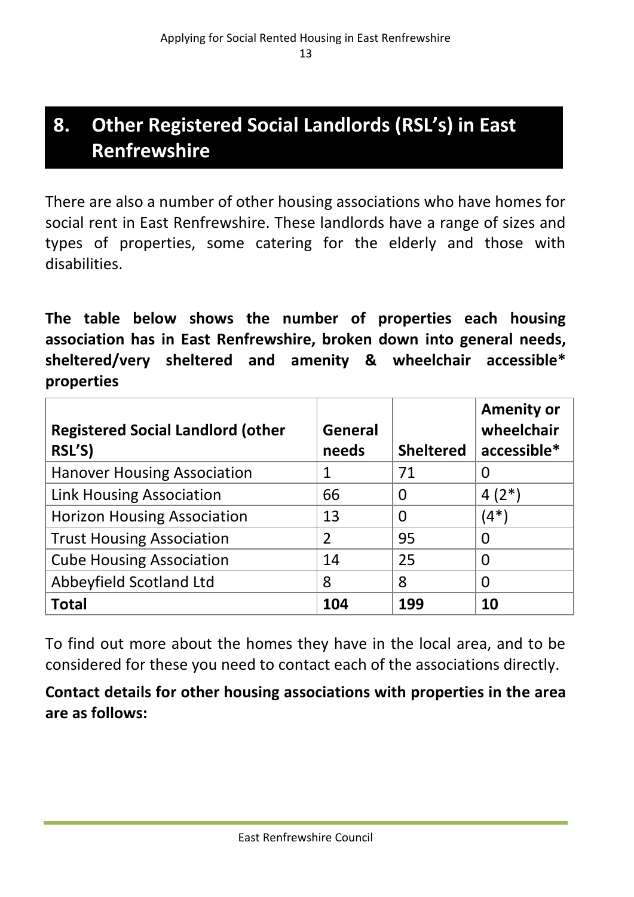## 8. Other Registered Social Landlords (RSL's) in East Renfrewshire

There are also a number of other housing associations who have homes for social rent in East Renfrewshire. These landlords have a range of sizes and types of properties, some catering for the elderly and those with disabilities.

**The table below shows the number of properties each housing association has in East Renfrewshire, broken down into general needs, sheltered/very sheltered and amenity & wheelchair accessible* properties**

| Registered Social Landlord (other RSL'S) | General needs | Sheltered | Amenity or wheelchair accessible* |
|---|---|---|---|
| Hanover Housing Association | 1 | 71 | 0 |
| Link Housing Association | 66 | 0 | 4 (2*) |
| Horizon Housing Association | 13 | 0 | (4*) |
| Trust Housing Association | 2 | 95 | 0 |
| Cube Housing Association | 14 | 25 | 0 |
| Abbeyfield Scotland Ltd | 8 | 8 | 0 |
| **Total** | **104** | **199** | **10** |

To find out more about the homes they have in the local area, and to be considered for these you need to contact each of the associations directly.

**Contact details for other housing associations with properties in the area are as follows:**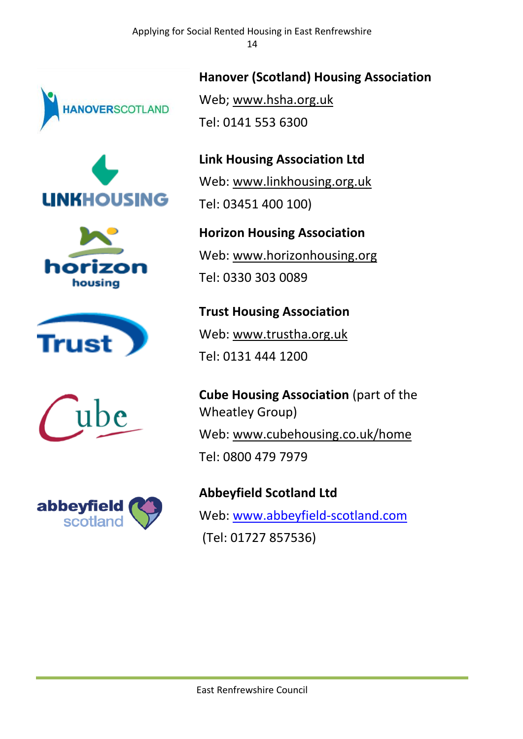**Hanover (Scotland) Housing Association**

Web; www.hsha.org.uk

Tel: 0141 553 6300

**Link Housing Association Ltd**

Web: www.linkhousing.org.uk

Tel: 03451 400 100)

**Horizon Housing Association**

Web: www.horizonhousing.org

Tel: 0330 303 0089

**Trust Housing Association**

Web: www.trustha.org.uk

Tel: 0131 444 1200

**Cube Housing Association** (part of the Wheatley Group)

Web: www.cubehousing.co.uk/home

Tel: 0800 479 7979

**Abbeyfield Scotland Ltd**

Web: www.abbeyfield-scotland.com

(Tel: 01727 857536)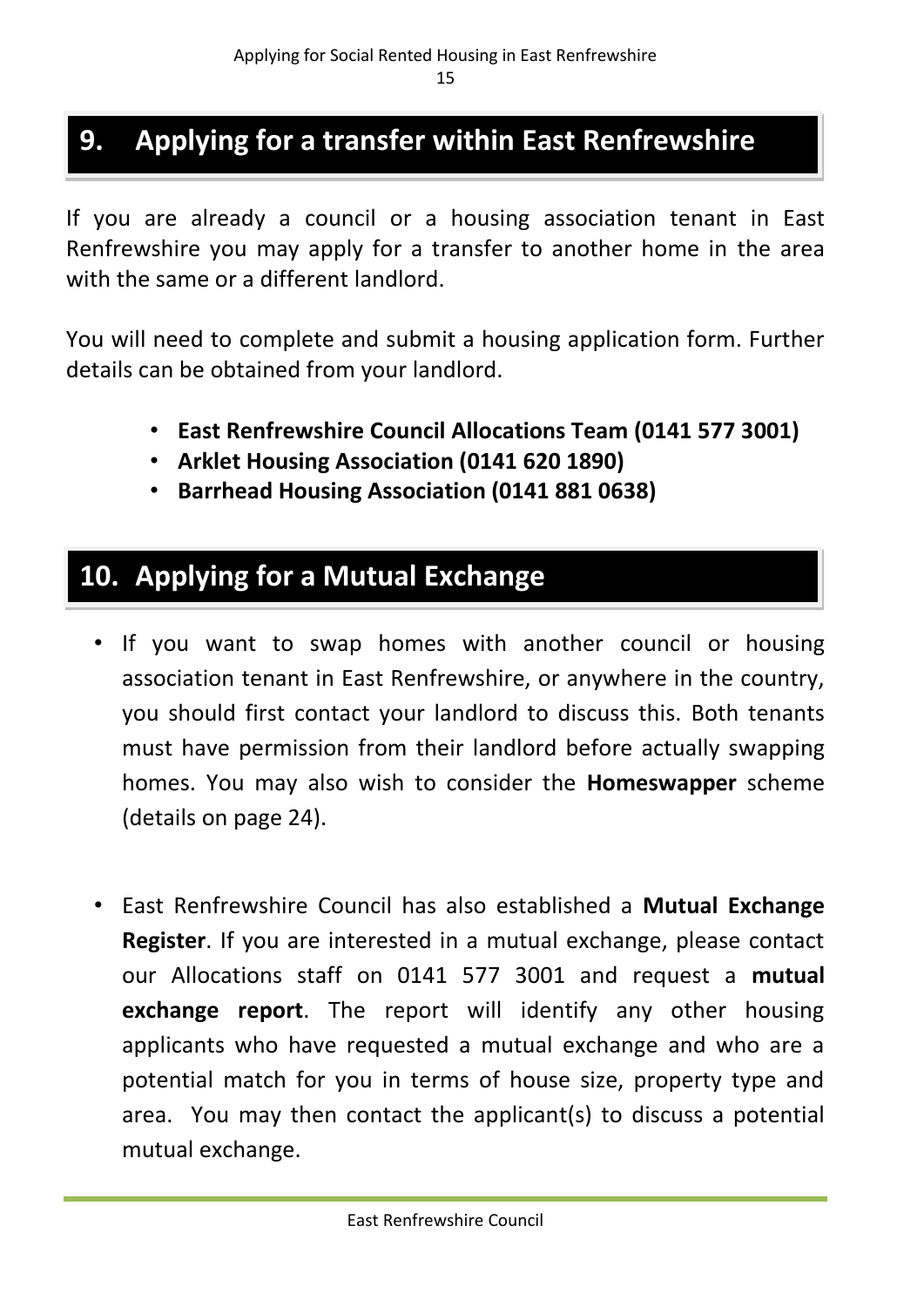## 9. Applying for a transfer within East Renfrewshire

If you are already a council or a housing association tenant in East Renfrewshire you may apply for a transfer to another home in the area with the same or a different landlord.

You will need to complete and submit a housing application form. Further details can be obtained from your landlord.

- **East Renfrewshire Council Allocations Team (0141 577 3001)**
- **Arklet Housing Association (0141 620 1890)**
- **Barrhead Housing Association (0141 881 0638)**

## 10. Applying for a Mutual Exchange

- If you want to swap homes with another council or housing association tenant in East Renfrewshire, or anywhere in the country, you should first contact your landlord to discuss this. Both tenants must have permission from their landlord before actually swapping homes. You may also wish to consider the **Homeswapper** scheme (details on page 24).

- East Renfrewshire Council has also established a **Mutual Exchange Register**. If you are interested in a mutual exchange, please contact our Allocations staff on 0141 577 3001 and request a **mutual exchange report**. The report will identify any other housing applicants who have requested a mutual exchange and who are a potential match for you in terms of house size, property type and area. You may then contact the applicant(s) to discuss a potential mutual exchange.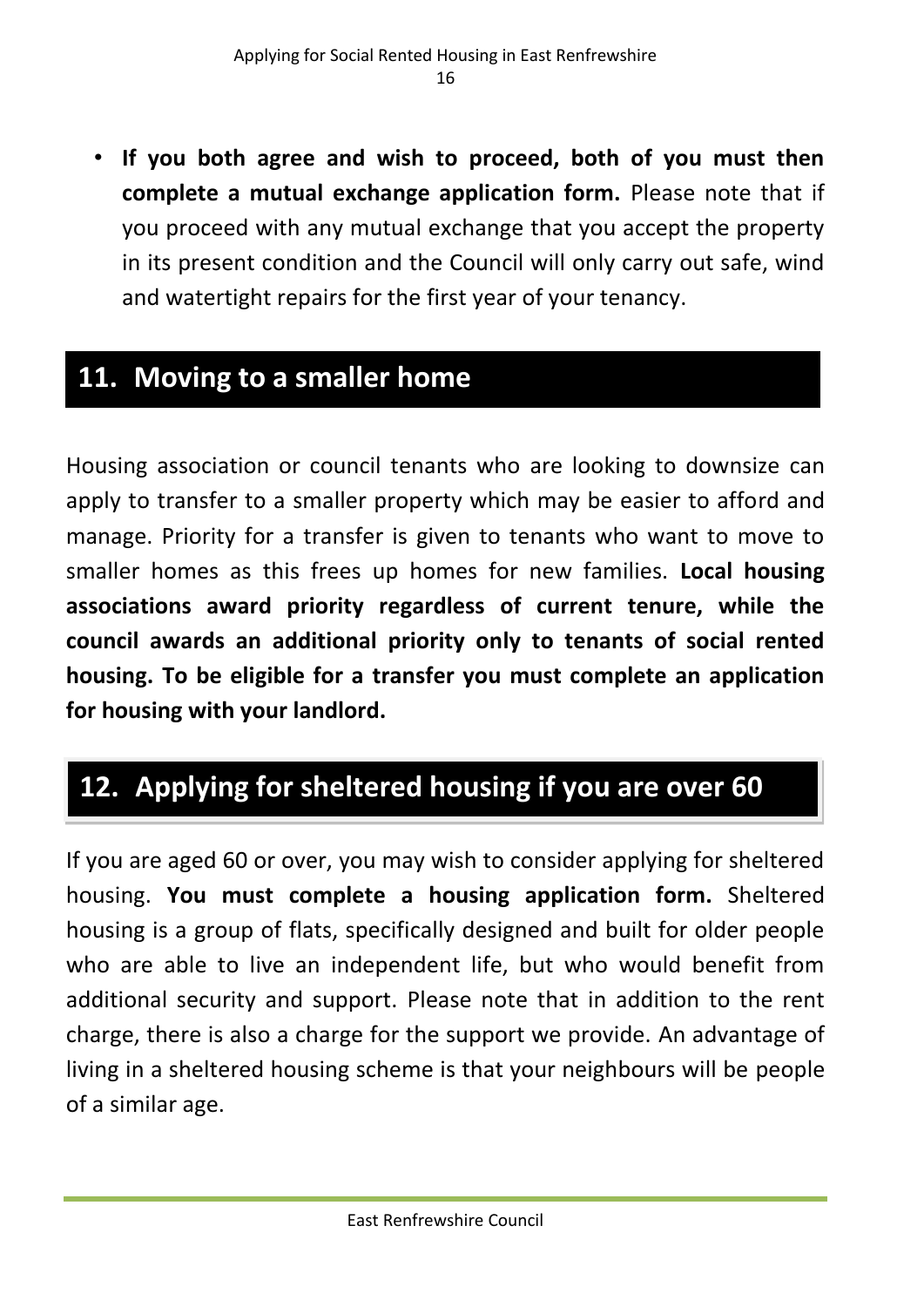- **If you both agree and wish to proceed, both of you must then complete a mutual exchange application form.** Please note that if you proceed with any mutual exchange that you accept the property in its present condition and the Council will only carry out safe, wind and watertight repairs for the first year of your tenancy.

## 11. Moving to a smaller home

Housing association or council tenants who are looking to downsize can apply to transfer to a smaller property which may be easier to afford and manage. Priority for a transfer is given to tenants who want to move to smaller homes as this frees up homes for new families. **Local housing associations award priority regardless of current tenure, while the council awards an additional priority only to tenants of social rented housing. To be eligible for a transfer you must complete an application for housing with your landlord.**

## 12. Applying for sheltered housing if you are over 60

If you are aged 60 or over, you may wish to consider applying for sheltered housing. **You must complete a housing application form.** Sheltered housing is a group of flats, specifically designed and built for older people who are able to live an independent life, but who would benefit from additional security and support. Please note that in addition to the rent charge, there is also a charge for the support we provide. An advantage of living in a sheltered housing scheme is that your neighbours will be people of a similar age.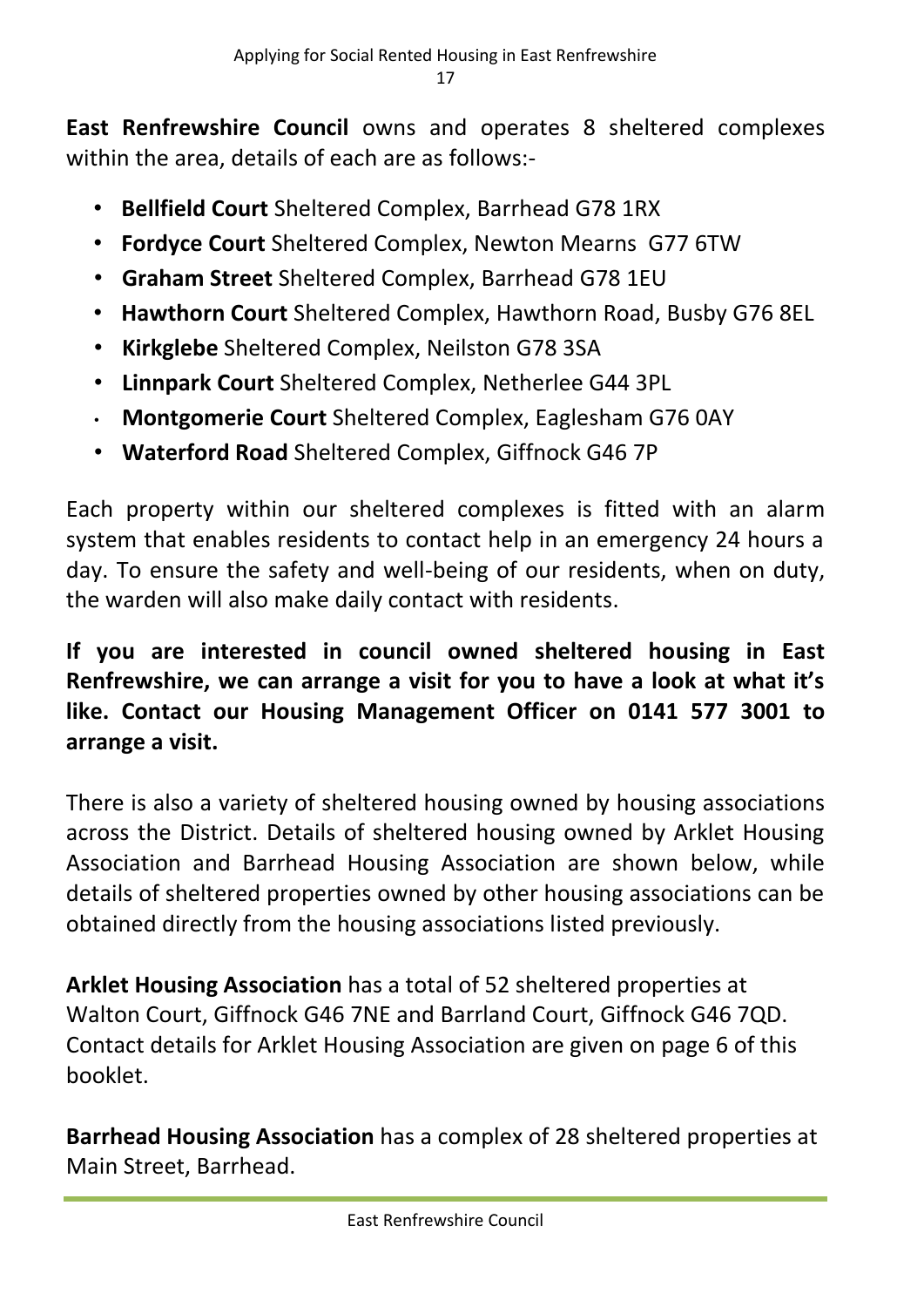**East Renfrewshire Council** owns and operates 8 sheltered complexes within the area, details of each are as follows:-

- **Bellfield Court** Sheltered Complex, Barrhead G78 1RX
- **Fordyce Court** Sheltered Complex, Newton Mearns G77 6TW
- **Graham Street** Sheltered Complex, Barrhead G78 1EU
- **Hawthorn Court** Sheltered Complex, Hawthorn Road, Busby G76 8EL
- **Kirkglebe** Sheltered Complex, Neilston G78 3SA
- **Linnpark Court** Sheltered Complex, Netherlee G44 3PL
- **Montgomerie Court** Sheltered Complex, Eaglesham G76 0AY
- **Waterford Road** Sheltered Complex, Giffnock G46 7P

Each property within our sheltered complexes is fitted with an alarm system that enables residents to contact help in an emergency 24 hours a day. To ensure the safety and well-being of our residents, when on duty, the warden will also make daily contact with residents.

**If you are interested in council owned sheltered housing in East Renfrewshire, we can arrange a visit for you to have a look at what it's like. Contact our Housing Management Officer on 0141 577 3001 to arrange a visit.**

There is also a variety of sheltered housing owned by housing associations across the District. Details of sheltered housing owned by Arklet Housing Association and Barrhead Housing Association are shown below, while details of sheltered properties owned by other housing associations can be obtained directly from the housing associations listed previously.

**Arklet Housing Association** has a total of 52 sheltered properties at Walton Court, Giffnock G46 7NE and Barrland Court, Giffnock G46 7QD. Contact details for Arklet Housing Association are given on page 6 of this booklet.

**Barrhead Housing Association** has a complex of 28 sheltered properties at Main Street, Barrhead.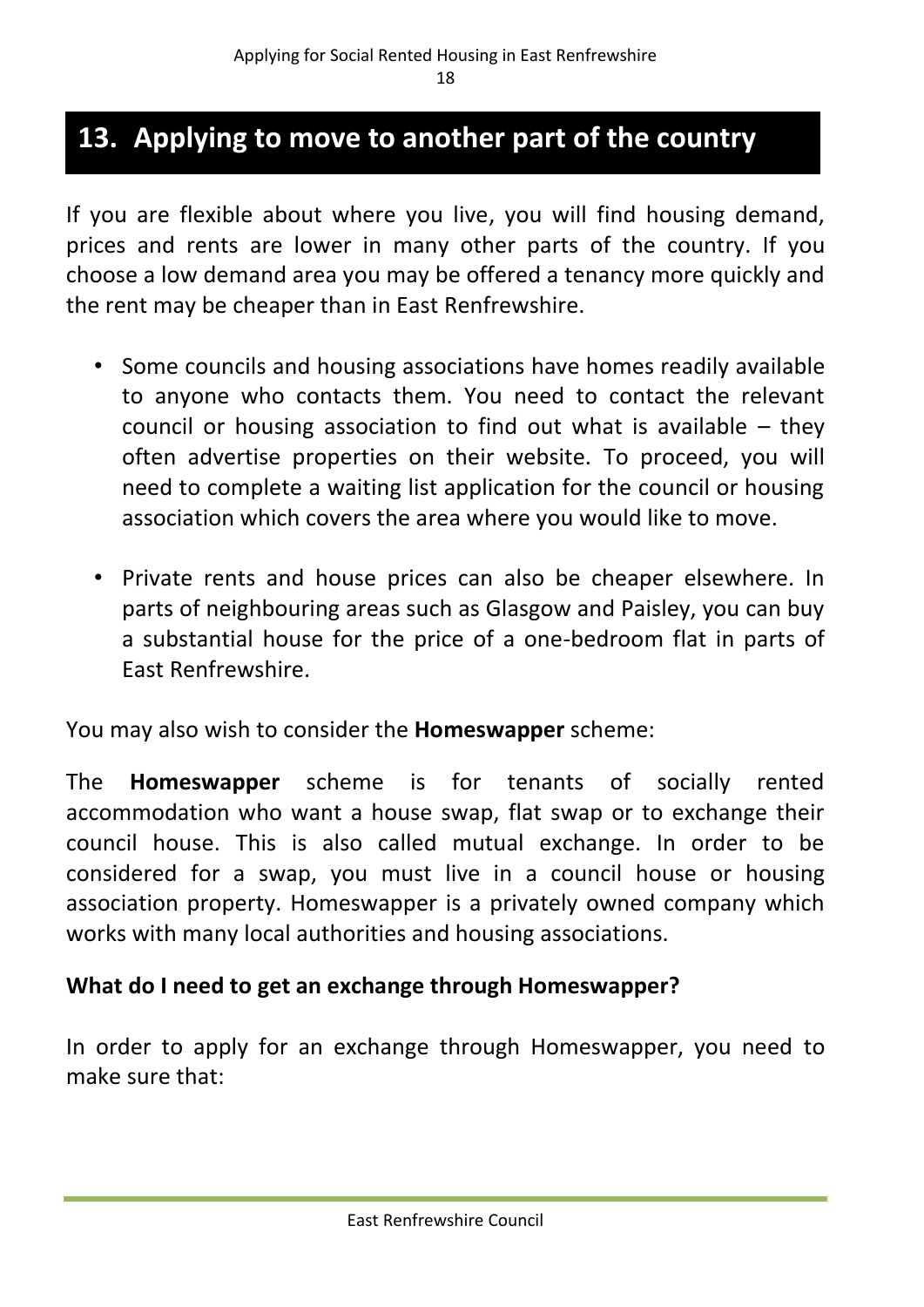# 13. Applying to move to another part of the country

If you are flexible about where you live, you will find housing demand, prices and rents are lower in many other parts of the country. If you choose a low demand area you may be offered a tenancy more quickly and the rent may be cheaper than in East Renfrewshire.

- Some councils and housing associations have homes readily available to anyone who contacts them. You need to contact the relevant council or housing association to find out what is available – they often advertise properties on their website. To proceed, you will need to complete a waiting list application for the council or housing association which covers the area where you would like to move.
- Private rents and house prices can also be cheaper elsewhere. In parts of neighbouring areas such as Glasgow and Paisley, you can buy a substantial house for the price of a one-bedroom flat in parts of East Renfrewshire.

You may also wish to consider the **Homeswapper** scheme:

The **Homeswapper** scheme is for tenants of socially rented accommodation who want a house swap, flat swap or to exchange their council house. This is also called mutual exchange. In order to be considered for a swap, you must live in a council house or housing association property. Homeswapper is a privately owned company which works with many local authorities and housing associations.

**What do I need to get an exchange through Homeswapper?**

In order to apply for an exchange through Homeswapper, you need to make sure that: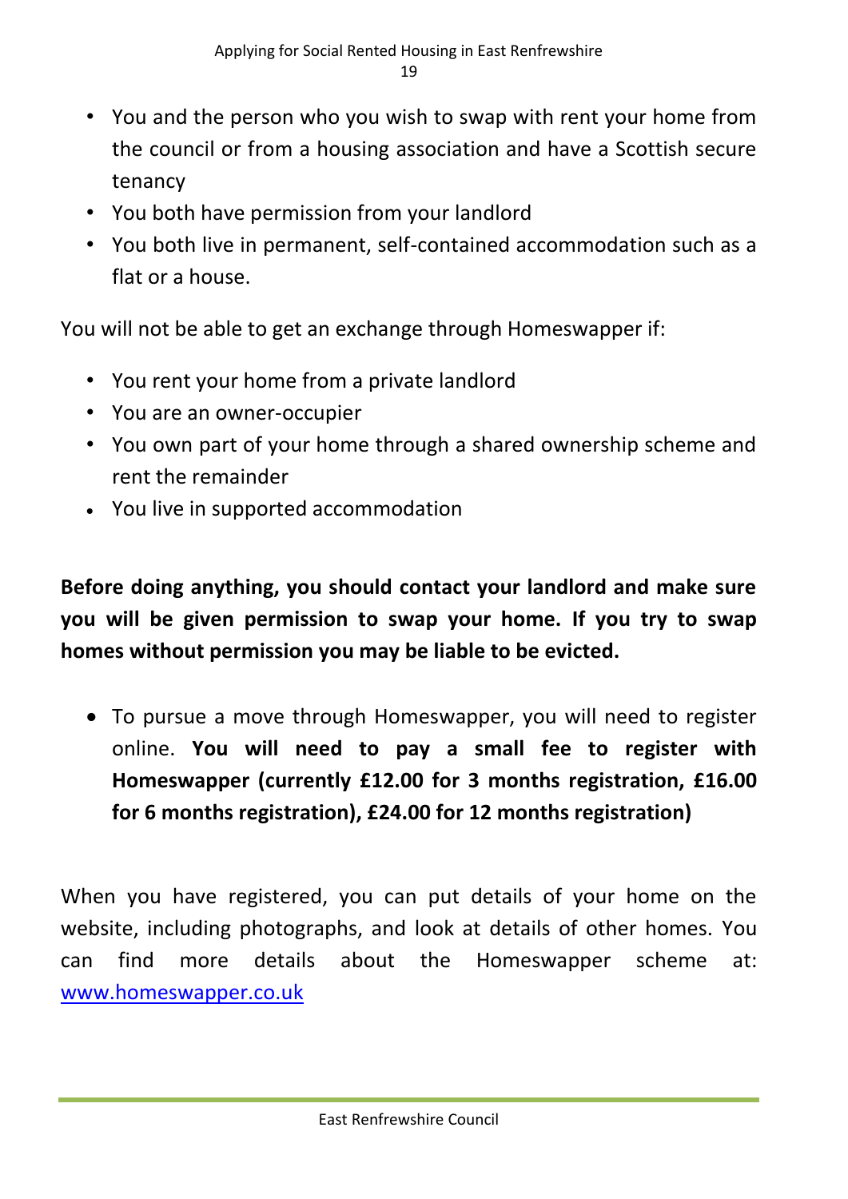- You and the person who you wish to swap with rent your home from the council or from a housing association and have a Scottish secure tenancy
- You both have permission from your landlord
- You both live in permanent, self-contained accommodation such as a flat or a house.

You will not be able to get an exchange through Homeswapper if:

- You rent your home from a private landlord
- You are an owner-occupier
- You own part of your home through a shared ownership scheme and rent the remainder
- You live in supported accommodation

**Before doing anything, you should contact your landlord and make sure you will be given permission to swap your home. If you try to swap homes without permission you may be liable to be evicted.**

- To pursue a move through Homeswapper, you will need to register online. **You will need to pay a small fee to register with Homeswapper (currently £12.00 for 3 months registration, £16.00 for 6 months registration), £24.00 for 12 months registration)**

When you have registered, you can put details of your home on the website, including photographs, and look at details of other homes. You can find more details about the Homeswapper scheme at: [www.homeswapper.co.uk](http://www.homeswapper.co.uk)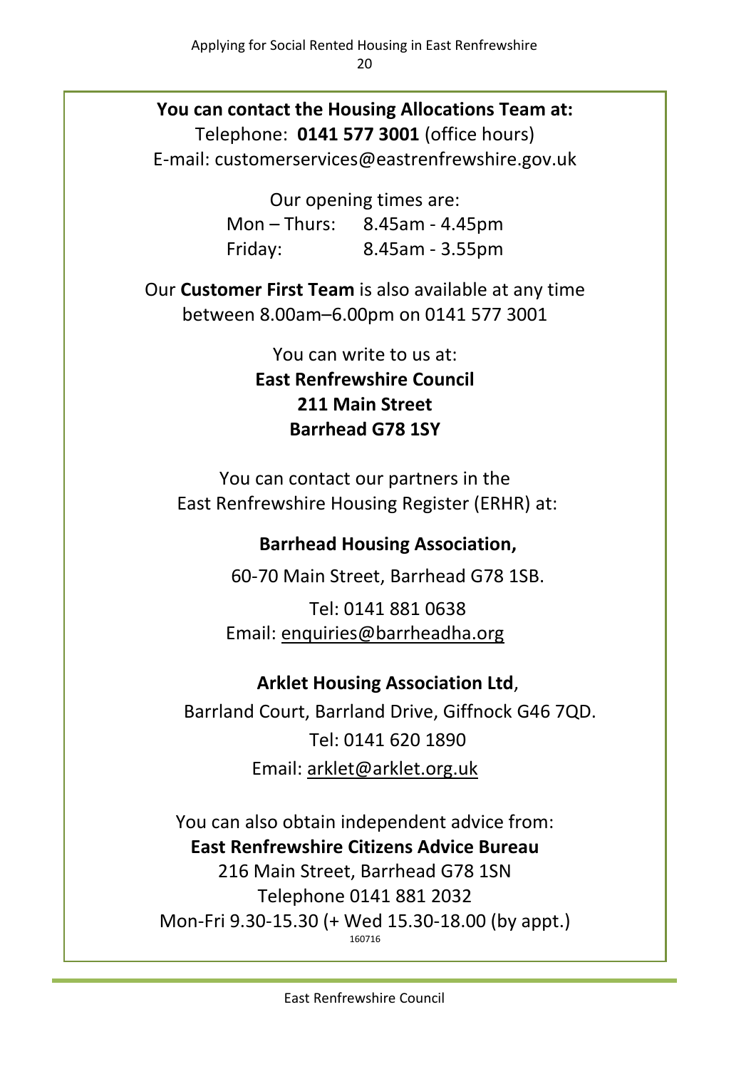**You can contact the Housing Allocations Team at:**
Telephone: **0141 577 3001** (office hours)
E-mail: customerservices@eastrenfrewshire.gov.uk

Our opening times are:

| | |
|---|---|
| Mon – Thurs: | 8.45am - 4.45pm |
| Friday: | 8.45am - 3.55pm |

Our **Customer First Team** is also available at any time between 8.00am–6.00pm on 0141 577 3001

You can write to us at:
**East Renfrewshire Council**
**211 Main Street**
**Barrhead G78 1SY**

You can contact our partners in the East Renfrewshire Housing Register (ERHR) at:

**Barrhead Housing Association,**
60-70 Main Street, Barrhead G78 1SB.
Tel: 0141 881 0638
Email: enquiries@barrheadha.org

**Arklet Housing Association Ltd**,
Barrland Court, Barrland Drive, Giffnock G46 7QD.
Tel: 0141 620 1890
Email: arklet@arklet.org.uk

You can also obtain independent advice from:
**East Renfrewshire Citizens Advice Bureau**
216 Main Street, Barrhead G78 1SN
Telephone 0141 881 2032
Mon-Fri 9.30-15.30 (+ Wed 15.30-18.00 (by appt.)

160716